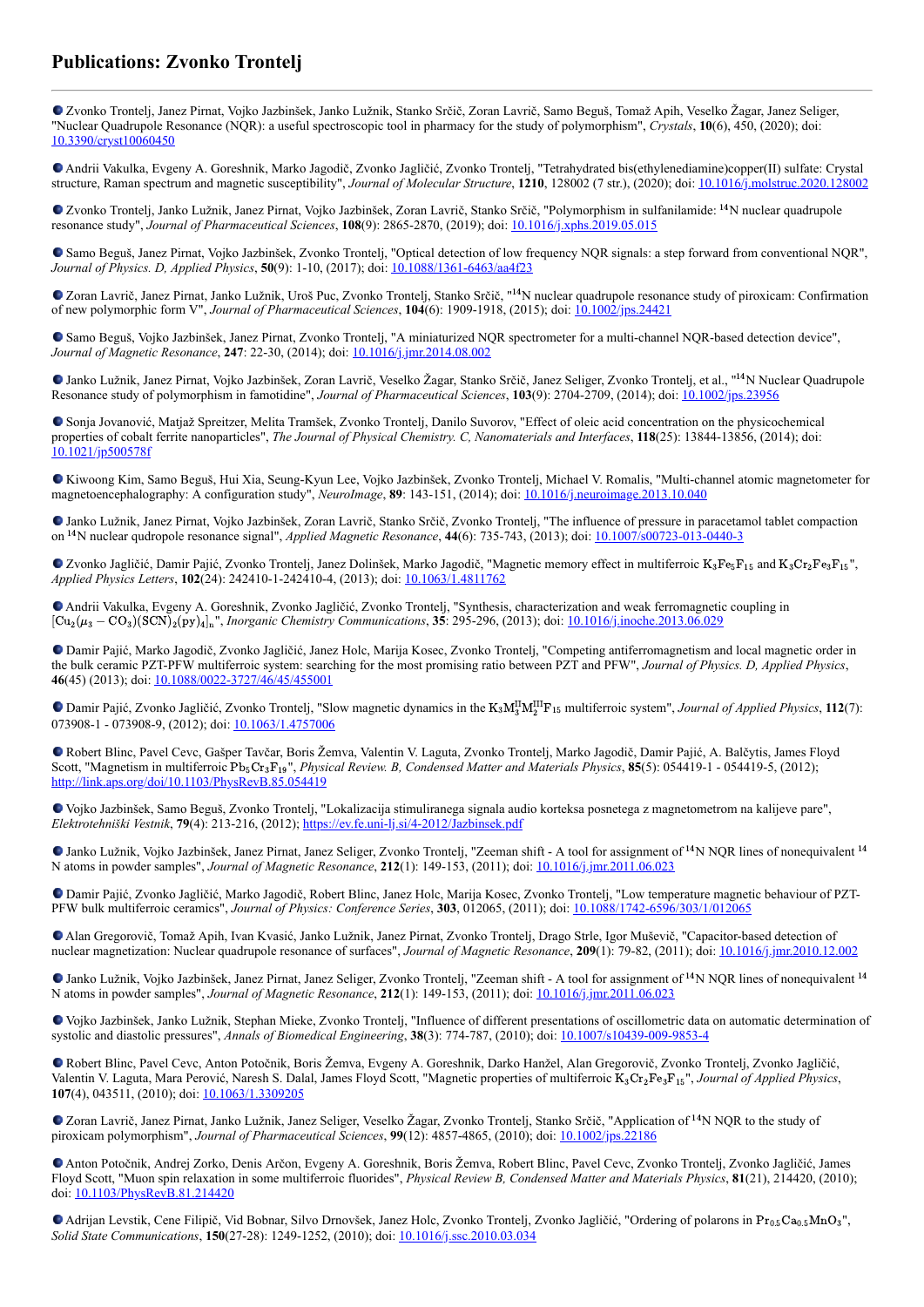# Publications: Zvonko Trontelj

---

- Zvonko Trontelj, Janez Pirnat, Vojko Jazbinšek, Janko Lužnik, Stanko Srčič, Zoran Lavrič, Samo Beguš, Tomaž Apih, Veselko Žagar, Janez Seliger, "Nuclear Quadrupole Resonance (NQR): a useful spectroscopic tool in pharmacy for the study of polymorphism", *Crystals*, **10**(6), 450, (2020); doi: 10.3390/cryst10060450

- Andrii Vakulka, Evgeny A. Goreshnik, Marko Jagodič, Zvonko Jagličić, Zvonko Trontelj, "Tetrahydrated bis(ethylenediamine)copper(II) sulfate: Crystal structure, Raman spectrum and magnetic susceptibility", *Journal of Molecular Structure*, **1210**, 128002 (7 str.), (2020); doi: 10.1016/j.molstruc.2020.128002

- Zvonko Trontelj, Janko Lužnik, Janez Pirnat, Vojko Jazbinšek, Zoran Lavrič, Stanko Srčič, "Polymorphism in sulfanilamide: $^{14}$N nuclear quadrupole resonance study", *Journal of Pharmaceutical Sciences*, **108**(9): 2865-2870, (2019); doi: 10.1016/j.xphs.2019.05.015

- Samo Beguš, Janez Pirnat, Vojko Jazbinšek, Zvonko Trontelj, "Optical detection of low frequency NQR signals: a step forward from conventional NQR", *Journal of Physics. D, Applied Physics*, **50**(9): 1-10, (2017); doi: 10.1088/1361-6463/aa4f23

- Zoran Lavrič, Janez Pirnat, Janko Lužnik, Uroš Puc, Zvonko Trontelj, Stanko Srčič, "$^{14}$N nuclear quadrupole resonance study of piroxicam: Confirmation of new polymorphic form V", *Journal of Pharmaceutical Sciences*, **104**(6): 1909-1918, (2015); doi: 10.1002/jps.24421

- Samo Beguš, Vojko Jazbinšek, Janez Pirnat, Zvonko Trontelj, "A miniaturized NQR spectrometer for a multi-channel NQR-based detection device", *Journal of Magnetic Resonance*, **247**: 22-30, (2014); doi: 10.1016/j.jmr.2014.08.002

- Janko Lužnik, Janez Pirnat, Vojko Jazbinšek, Zoran Lavrič, Veselko Žagar, Stanko Srčič, Janez Seliger, Zvonko Trontelj, et al., "$^{14}$N Nuclear Quadrupole Resonance study of polymorphism in famotidine", *Journal of Pharmaceutical Sciences*, **103**(9): 2704-2709, (2014); doi: 10.1002/jps.23956

- Sonja Jovanović, Matjaž Spreitzer, Melita Tramšek, Zvonko Trontelj, Danilo Suvorov, "Effect of oleic acid concentration on the physicochemical properties of cobalt ferrite nanoparticles", *The Journal of Physical Chemistry. C, Nanomaterials and Interfaces*, **118**(25): 13844-13856, (2014); doi: 10.1021/jp500578f

- Kiwoong Kim, Samo Beguš, Hui Xia, Seung-Kyun Lee, Vojko Jazbinšek, Zvonko Trontelj, Michael V. Romalis, "Multi-channel atomic magnetometer for magnetoencephalography: A configuration study", *NeuroImage*, **89**: 143-151, (2014); doi: 10.1016/j.neuroimage.2013.10.040

- Janko Lužnik, Janez Pirnat, Vojko Jazbinšek, Zoran Lavrič, Stanko Srčič, Zvonko Trontelj, "The influence of pressure in paracetamol tablet compaction on $^{14}$N nuclear qudropole resonance signal", *Applied Magnetic Resonance*, **44**(6): 735-743, (2013); doi: 10.1007/s00723-013-0440-3

- Zvonko Jagličić, Damir Pajić, Zvonko Trontelj, Janez Dolinšek, Marko Jagodič, "Magnetic memory effect in multiferroic $K_3Fe_5F_{15}$ and $K_3Cr_2Fe_3F_{15}$", *Applied Physics Letters*, **102**(24): 242410-1-242410-4, (2013); doi: 10.1063/1.4811762

- Andrii Vakulka, Evgeny A. Goreshnik, Zvonko Jagličić, Zvonko Trontelj, "Synthesis, characterization and weak ferromagnetic coupling in $[Cu_2(\mu_3 - CO_3)(SCN)_2(py)_4]_n$", *Inorganic Chemistry Communications*, **35**: 295-296, (2013); doi: 10.1016/j.inoche.2013.06.029

- Damir Pajić, Marko Jagodič, Zvonko Jagličić, Janez Holc, Marija Kosec, Zvonko Trontelj, "Competing antiferromagnetism and local magnetic order in the bulk ceramic PZT-PFW multiferroic system: searching for the most promising ratio between PZT and PFW", *Journal of Physics. D, Applied Physics*, **46**(45) (2013); doi: 10.1088/0022-3727/46/45/455001

- Damir Pajić, Zvonko Jagličić, Zvonko Trontelj, "Slow magnetic dynamics in the $K_3M^{II}_3M^{III}_2F_{15}$ multiferroic system", *Journal of Applied Physics*, **112**(7): 073908-1 - 073908-9, (2012); doi: 10.1063/1.4757006

- Robert Blinc, Pavel Cevc, Gašper Tavčar, Boris Žemva, Valentin V. Laguta, Zvonko Trontelj, Marko Jagodič, Damir Pajić, A. Balčytis, James Floyd Scott, "Magnetism in multiferroic $Pb_5Cr_3F_{19}$", *Physical Review. B, Condensed Matter and Materials Physics*, **85**(5): 054419-1 - 054419-5, (2012); http://link.aps.org/doi/10.1103/PhysRevB.85.054419

- Vojko Jazbinšek, Samo Beguš, Zvonko Trontelj, "Lokalizacija stimuliranega signala audio korteksa posnetega z magnetometrom na kalijeve pare", *Elektrotehniški Vestnik*, **79**(4): 213-216, (2012); https://ev.fe.uni-lj.si/4-2012/Jazbinsek.pdf

- Janko Lužnik, Vojko Jazbinšek, Janez Pirnat, Janez Seliger, Zvonko Trontelj, "Zeeman shift - A tool for assignment of $^{14}$N NQR lines of nonequivalent $^{14}$N atoms in powder samples", *Journal of Magnetic Resonance*, **212**(1): 149-153, (2011); doi: 10.1016/j.jmr.2011.06.023

- Damir Pajić, Zvonko Jagličić, Marko Jagodič, Robert Blinc, Janez Holc, Marija Kosec, Zvonko Trontelj, "Low temperature magnetic behaviour of PZT-PFW bulk multiferroic ceramics", *Journal of Physics: Conference Series*, **303**, 012065, (2011); doi: 10.1088/1742-6596/303/1/012065

- Alan Gregorovič, Tomaž Apih, Ivan Kvasić, Janko Lužnik, Janez Pirnat, Zvonko Trontelj, Drago Strle, Igor Muševič, "Capacitor-based detection of nuclear magnetization: Nuclear quadrupole resonance of surfaces", *Journal of Magnetic Resonance*, **209**(1): 79-82, (2011); doi: 10.1016/j.jmr.2010.12.002

- Janko Lužnik, Vojko Jazbinšek, Janez Pirnat, Janez Seliger, Zvonko Trontelj, "Zeeman shift - A tool for assignment of $^{14}$N NQR lines of nonequivalent $^{14}$N atoms in powder samples", *Journal of Magnetic Resonance*, **212**(1): 149-153, (2011); doi: 10.1016/j.jmr.2011.06.023

- Vojko Jazbinšek, Janko Lužnik, Stephan Mieke, Zvonko Trontelj, "Influence of different presentations of oscillometric data on automatic determination of systolic and diastolic pressures", *Annals of Biomedical Engineering*, **38**(3): 774-787, (2010); doi: 10.1007/s10439-009-9853-4

- Robert Blinc, Pavel Cevc, Anton Potočnik, Boris Žemva, Evgeny A. Goreshnik, Darko Hanžel, Alan Gregorovič, Zvonko Trontelj, Zvonko Jagličić, Valentin V. Laguta, Mara Perović, Naresh S. Dalal, James Floyd Scott, "Magnetic properties of multiferroic $K_3Cr_2Fe_3F_{15}$", *Journal of Applied Physics*, **107**(4), 043511, (2010); doi: 10.1063/1.3309205

- Zoran Lavrič, Janez Pirnat, Janko Lužnik, Janez Seliger, Veselko Žagar, Zvonko Trontelj, Stanko Srčič, "Application of $^{14}$N NQR to the study of piroxicam polymorphism", *Journal of Pharmaceutical Sciences*, **99**(12): 4857-4865, (2010); doi: 10.1002/jps.22186

- Anton Potočnik, Andrej Zorko, Denis Arčon, Evgeny A. Goreshnik, Boris Žemva, Robert Blinc, Pavel Cevc, Zvonko Trontelj, Zvonko Jagličić, James Floyd Scott, "Muon spin relaxation in some multiferroic fluorides", *Physical Review B, Condensed Matter and Materials Physics*, **81**(21), 214420, (2010); doi: 10.1103/PhysRevB.81.214420

- Adrijan Levstik, Cene Filipič, Vid Bobnar, Silvo Drnovšek, Janez Holc, Zvonko Trontelj, Zvonko Jagličić, "Ordering of polarons in $Pr_{0.5}Ca_{0.5}MnO_3$", *Solid State Communications*, **150**(27-28): 1249-1252, (2010); doi: 10.1016/j.ssc.2010.03.034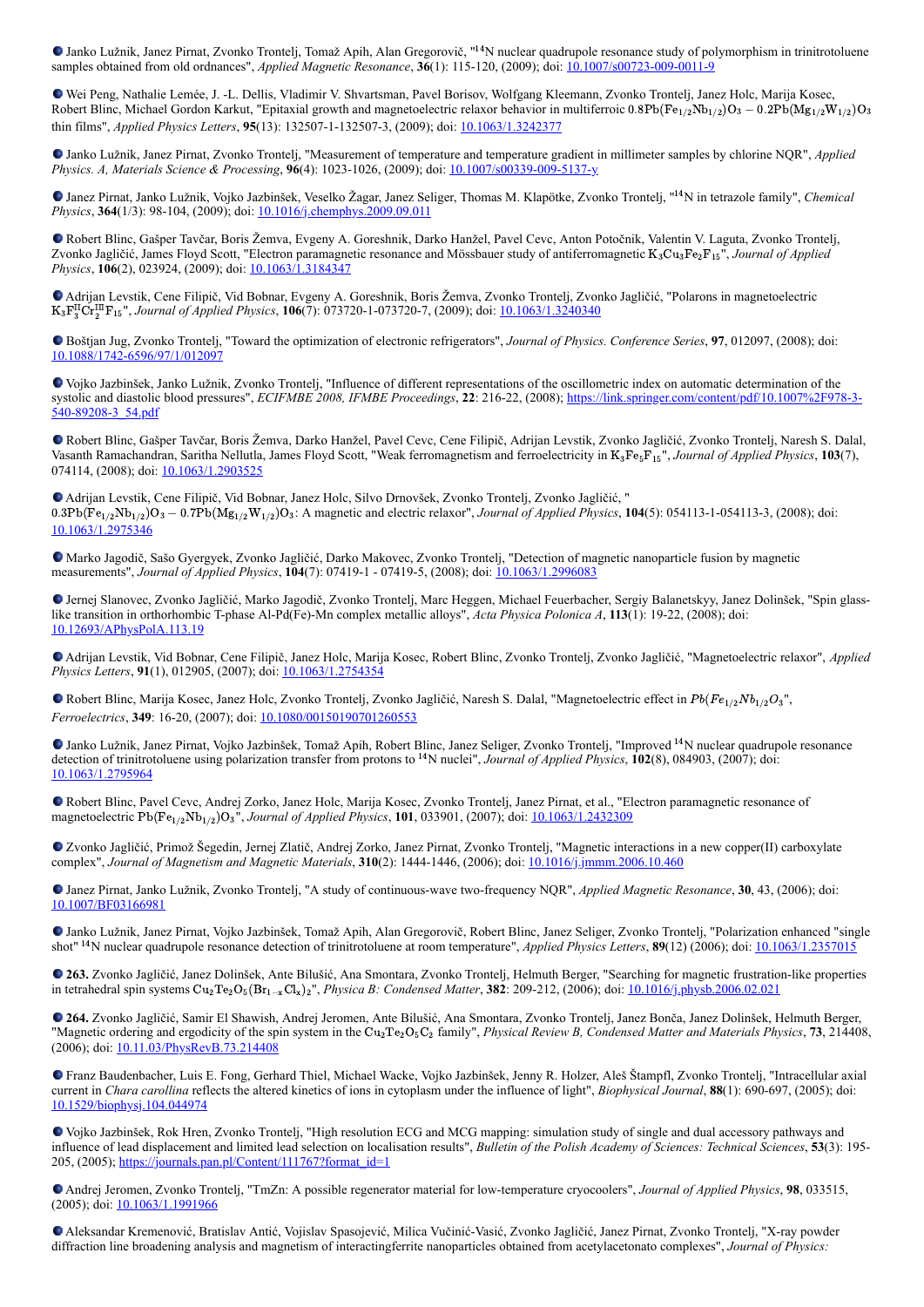- Janko Lužnik, Janez Pirnat, Zvonko Trontelj, Tomaž Apih, Alan Gregorovič, "[14]N nuclear quadrupole resonance study of polymorphism in trinitrotoluene samples obtained from old ordnances", *Applied Magnetic Resonance*, **36**(1): 115-120, (2009); doi: [10.1007/s00723-009-0011-9](10.1007/s00723-009-0011-9)

- Wei Peng, Nathalie Lemée, J. -L. Dellis, Vladimir V. Shvartsman, Pavel Borisov, Wolfgang Kleemann, Zvonko Trontelj, Janez Holc, Marija Kosec, Robert Blinc, Michael Gordon Karkut, "Epitaxial growth and magnetoelectric relaxor behavior in multiferroic $0.8Pb(Fe_{1/2}Nb_{1/2})O_3 - 0.2Pb(Mg_{1/2}W_{1/2})O_3$ thin films", *Applied Physics Letters*, **95**(13): 132507-1-132507-3, (2009); doi: [10.1063/1.3242377](10.1063/1.3242377)

- Janko Lužnik, Janez Pirnat, Zvonko Trontelj, "Measurement of temperature and temperature gradient in millimeter samples by chlorine NQR", *Applied Physics. A, Materials Science & Processing*, **96**(4): 1023-1026, (2009); doi: [10.1007/s00339-009-5137-y](10.1007/s00339-009-5137-y)

- Janez Pirnat, Janko Lužnik, Vojko Jazbinšek, Veselko Žagar, Janez Seliger, Thomas M. Klapötke, Zvonko Trontelj, "[14]N in tetrazole family", *Chemical Physics*, **364**(1/3): 98-104, (2009); doi: [10.1016/j.chemphys.2009.09.011](10.1016/j.chemphys.2009.09.011)

- Robert Blinc, Gašper Tavčar, Boris Žemva, Evgeny A. Goreshnik, Darko Hanžel, Pavel Cevc, Anton Potočnik, Valentin V. Laguta, Zvonko Trontelj, Zvonko Jagličić, James Floyd Scott, "Electron paramagnetic resonance and Mössbauer study of antiferromagnetic $K_3Cu_3Fe_2F_{15}$", *Journal of Applied Physics*, **106**(2), 023924, (2009); doi: [10.1063/1.3184347](10.1063/1.3184347)

- Adrijan Levstik, Cene Filipič, Vid Bobnar, Evgeny A. Goreshnik, Boris Žemva, Zvonko Trontelj, Zvonko Jagličić, "Polarons in magnetoelectric $K_3F_3^{II}Cr_2^{III}F_{15}$", *Journal of Applied Physics*, **106**(7): 073720-1-073720-7, (2009); doi: [10.1063/1.3240340](10.1063/1.3240340)

- Boštjan Jug, Zvonko Trontelj, "Toward the optimization of electronic refrigerators", *Journal of Physics. Conference Series*, **97**, 012097, (2008); doi: [10.1088/1742-6596/97/1/012097](10.1088/1742-6596/97/1/012097)

- Vojko Jazbinšek, Janko Lužnik, Zvonko Trontelj, "Influence of different representations of the oscillometric index on automatic determination of the systolic and diastolic blood pressures", *ECIFMBE 2008, IFMBE Proceedings*, **22**: 216-22, (2008); [https://link.springer.com/content/pdf/10.1007%2F978-3-540-89208-3_54.pdf](https://link.springer.com/content/pdf/10.1007%2F978-3-540-89208-3_54.pdf)

- Robert Blinc, Gašper Tavčar, Boris Žemva, Darko Hanžel, Pavel Cevc, Cene Filipič, Adrijan Levstik, Zvonko Jagličić, Zvonko Trontelj, Naresh S. Dalal, Vasanth Ramachandran, Saritha Nellutla, James Floyd Scott, "Weak ferromagnetism and ferroelectricity in $K_3Fe_5F_{15}$", *Journal of Applied Physics*, **103**(7), 074114, (2008); doi: [10.1063/1.2903525](10.1063/1.2903525)

- Adrijan Levstik, Cene Filipič, Vid Bobnar, Janez Holc, Silvo Drnovšek, Zvonko Trontelj, Zvonko Jagličić, " $0.3Pb(Fe_{1/2}Nb_{1/2})O_3 - 0.7Pb(Mg_{1/2}W_{1/2})O_3$: A magnetic and electric relaxor", *Journal of Applied Physics*, **104**(5): 054113-1-054113-3, (2008); doi: [10.1063/1.2975346](10.1063/1.2975346)

- Marko Jagodič, Sašo Gyergyek, Zvonko Jagličić, Darko Makovec, Zvonko Trontelj, "Detection of magnetic nanoparticle fusion by magnetic measurements", *Journal of Applied Physics*, **104**(7): 07419-1 - 07419-5, (2008); doi: [10.1063/1.2996083](10.1063/1.2996083)

- Jernej Slanovec, Zvonko Jagličić, Marko Jagodič, Zvonko Trontelj, Marc Heggen, Michael Feuerbacher, Sergiy Balanetskyy, Janez Dolinšek, "Spin glass-like transition in orthorhombic T-phase Al-Pd(Fe)-Mn complex metallic alloys", *Acta Physica Polonica A*, **113**(1): 19-22, (2008); doi: [10.12693/APhysPolA.113.19](10.12693/APhysPolA.113.19)

- Adrijan Levstik, Vid Bobnar, Cene Filipič, Janez Holc, Marija Kosec, Robert Blinc, Zvonko Trontelj, Zvonko Jagličić, "Magnetoelectric relaxor", *Applied Physics Letters*, **91**(1), 012905, (2007); doi: [10.1063/1.2754354](10.1063/1.2754354)

- Robert Blinc, Marija Kosec, Janez Holc, Zvonko Trontelj, Zvonko Jagličić, Naresh S. Dalal, "Magnetoelectric effect in $Pb(Fe_{1/2}Nb_{1/2}O_3$", *Ferroelectrics*, **349**: 16-20, (2007); doi: [10.1080/00150190701260553](10.1080/00150190701260553)

- Janko Lužnik, Janez Pirnat, Vojko Jazbinšek, Tomaž Apih, Robert Blinc, Janez Seliger, Zvonko Trontelj, "Improved [14]N nuclear quadrupole resonance detection of trinitrotoluene using polarization transfer from protons to [14]N nuclei", *Journal of Applied Physics*, **102**(8), 084903, (2007); doi: [10.1063/1.2795964](10.1063/1.2795964)

- Robert Blinc, Pavel Cevc, Andrej Zorko, Janez Holc, Marija Kosec, Zvonko Trontelj, Janez Pirnat, et al., "Electron paramagnetic resonance of magnetoelectric $Pb(Fe_{1/2}Nb_{1/2})O_3$", *Journal of Applied Physics*, **101**, 033901, (2007); doi: [10.1063/1.2432309](10.1063/1.2432309)

- Zvonko Jagličić, Primož Šegedin, Jernej Zlatič, Andrej Zorko, Janez Pirnat, Zvonko Trontelj, "Magnetic interactions in a new copper(II) carboxylate complex", *Journal of Magnetism and Magnetic Materials*, **310**(2): 1444-1446, (2006); doi: [10.1016/j.jmmm.2006.10.460](10.1016/j.jmmm.2006.10.460)

- Janez Pirnat, Janko Lužnik, Zvonko Trontelj, "A study of continuous-wave two-frequency NQR", *Applied Magnetic Resonance*, **30**, 43, (2006); doi: [10.1007/BF03166981](10.1007/BF03166981)

- Janko Lužnik, Janez Pirnat, Vojko Jazbinšek, Tomaž Apih, Alan Gregorovič, Robert Blinc, Janez Seliger, Zvonko Trontelj, "Polarization enhanced "single shot" [14]N nuclear quadrupole resonance detection of trinitrotoluene at room temperature", *Applied Physics Letters*, **89**(12) (2006); doi: [10.1063/1.2357015](10.1063/1.2357015)

- **263.** Zvonko Jagličić, Janez Dolinšek, Ante Bilušić, Ana Smontara, Zvonko Trontelj, Helmuth Berger, "Searching for magnetic frustration-like properties in tetrahedral spin systems $Cu_2Te_2O_5(Br_{1-x}Cl_x)_2$", *Physica B: Condensed Matter*, **382**: 209-212, (2006); doi: [10.1016/j.physb.2006.02.021](10.1016/j.physb.2006.02.021)

- **264.** Zvonko Jagličić, Samir El Shawish, Andrej Jeromen, Ante Bilušić, Ana Smontara, Zvonko Trontelj, Janez Bonča, Janez Dolinšek, Helmuth Berger, "Magnetic ordering and ergodicity of the spin system in the $Cu_2Te_2O_5C_2$ family", *Physical Review B, Condensed Matter and Materials Physics*, **73**, 214408, (2006); doi: [10.11.03/PhysRevB.73.214408](10.11.03/PhysRevB.73.214408)

- Franz Baudenbacher, Luis E. Fong, Gerhard Thiel, Michael Wacke, Vojko Jazbinšek, Jenny R. Holzer, Aleš Štampfl, Zvonko Trontelj, "Intracellular axial current in *Chara carollina* reflects the altered kinetics of ions in cytoplasm under the influence of light", *Biophysical Journal*, **88**(1): 690-697, (2005); doi: [10.1529/biophysj.104.044974](10.1529/biophysj.104.044974)

- Vojko Jazbinšek, Rok Hren, Zvonko Trontelj, "High resolution ECG and MCG mapping: simulation study of single and dual accessory pathways and influence of lead displacement and limited lead selection on localisation results", *Bulletin of the Polish Academy of Sciences: Technical Sciences*, **53**(3): 195-205, (2005); [https://journals.pan.pl/Content/111767?format_id=1](https://journals.pan.pl/Content/111767?format_id=1)

- Andrej Jeromen, Zvonko Trontelj, "TmZn: A possible regenerator material for low-temperature cryocoolers", *Journal of Applied Physics*, **98**, 033515, (2005); doi: [10.1063/1.1991966](10.1063/1.1991966)

- Aleksandar Kremenović, Bratislav Antić, Vojislav Spasojević, Milica Vučinić-Vasić, Zvonko Jagličić, Janez Pirnat, Zvonko Trontelj, "X-ray powder diffraction line broadening analysis and magnetism of interactingferrite nanoparticles obtained from acetylacetonato complexes", *Journal of Physics:*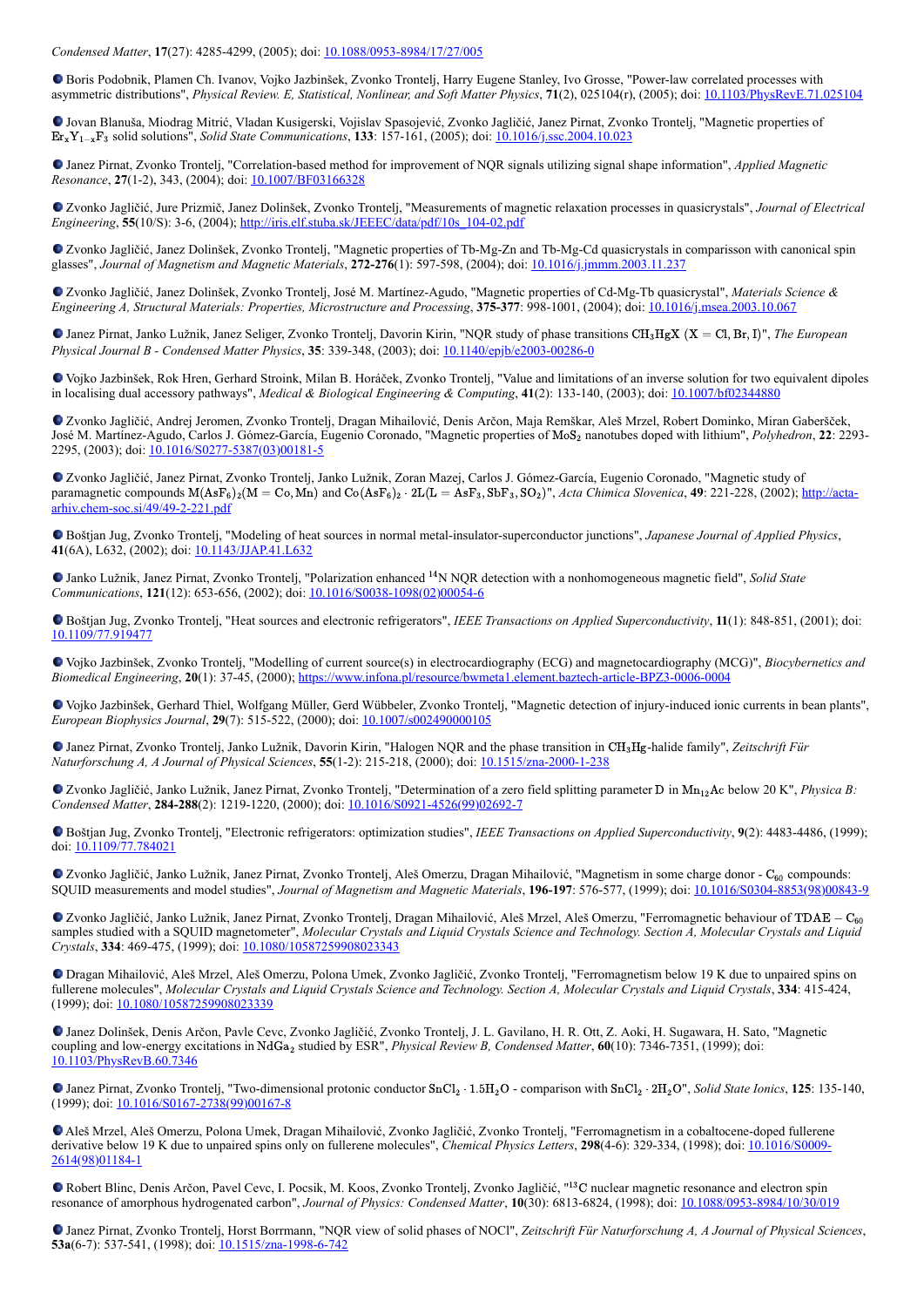*Condensed Matter*, **17**(27): 4285-4299, (2005); doi: 10.1088/0953-8984/17/27/005

- Boris Podobnik, Plamen Ch. Ivanov, Vojko Jazbinšek, Zvonko Trontelj, Harry Eugene Stanley, Ivo Grosse, "Power-law correlated processes with asymmetric distributions", *Physical Review. E, Statistical, Nonlinear, and Soft Matter Physics*, **71**(2), 025104(r), (2005); doi: 10.1103/PhysRevE.71.025104

- Jovan Blanuša, Miodrag Mitrić, Vladan Kusigerski, Vojislav Spasojević, Zvonko Jagličić, Janez Pirnat, Zvonko Trontelj, "Magnetic properties of $Er_xY_{1-x}F_3$ solid solutions", *Solid State Communications*, **133**: 157-161, (2005); doi: 10.1016/j.ssc.2004.10.023

- Janez Pirnat, Zvonko Trontelj, "Correlation-based method for improvement of NQR signals utilizing signal shape information", *Applied Magnetic Resonance*, **27**(1-2), 343, (2004); doi: 10.1007/BF03166328

- Zvonko Jagličić, Jure Prizmič, Janez Dolinšek, Zvonko Trontelj, "Measurements of magnetic relaxation processes in quasicrystals", *Journal of Electrical Engineering*, **55**(10/S): 3-6, (2004); http://iris.elf.stuba.sk/JEEEC/data/pdf/10s_104-02.pdf

- Zvonko Jagličić, Janez Dolinšek, Zvonko Trontelj, "Magnetic properties of Tb-Mg-Zn and Tb-Mg-Cd quasicrystals in comparisson with canonical spin glasses", *Journal of Magnetism and Magnetic Materials*, **272-276**(1): 597-598, (2004); doi: 10.1016/j.jmmm.2003.11.237

- Zvonko Jagličić, Janez Dolinšek, Zvonko Trontelj, José M. Martínez-Agudo, "Magnetic properties of Cd-Mg-Tb quasicrystal", *Materials Science & Engineering A, Structural Materials: Properties, Microstructure and Processing*, **375-377**: 998-1001, (2004); doi: 10.1016/j.msea.2003.10.067

- Janez Pirnat, Janko Lužnik, Janez Seliger, Zvonko Trontelj, Davorin Kirin, "NQR study of phase transitions $CH_3HgX$ $(X = Cl, Br, I)$", *The European Physical Journal B - Condensed Matter Physics*, **35**: 339-348, (2003); doi: 10.1140/epjb/e2003-00286-0

- Vojko Jazbinšek, Rok Hren, Gerhard Stroink, Milan B. Horáček, Zvonko Trontelj, "Value and limitations of an inverse solution for two equivalent dipoles in localising dual accessory pathways", *Medical & Biological Engineering & Computing*, **41**(2): 133-140, (2003); doi: 10.1007/bf02344880

- Zvonko Jagličić, Andrej Jeromen, Zvonko Trontelj, Dragan Mihailović, Denis Arčon, Maja Remškar, Aleš Mrzel, Robert Dominko, Miran Gaberšček, José M. Martínez-Agudo, Carlos J. Gómez-García, Eugenio Coronado, "Magnetic properties of $MoS_2$ nanotubes doped with lithium", *Polyhedron*, **22**: 2293-2295, (2003); doi: 10.1016/S0277-5387(03)00181-5

- Zvonko Jagličić, Janez Pirnat, Zvonko Trontelj, Janko Lužnik, Zoran Mazej, Carlos J. Gómez-García, Eugenio Coronado, "Magnetic study of paramagnetic compounds $M(AsF_6)_2(M = Co, Mn)$ and $Co(AsF_6)_2 \cdot 2L(L = AsF_3, SbF_3, SO_2)$", *Acta Chimica Slovenica*, **49**: 221-228, (2002); http://acta-arhiv.chem-soc.si/49/49-2-221.pdf

- Boštjan Jug, Zvonko Trontelj, "Modeling of heat sources in normal metal-insulator-superconductor junctions", *Japanese Journal of Applied Physics*, **41**(6A), L632, (2002); doi: 10.1143/JJAP.41.L632

- Janko Lužnik, Janez Pirnat, Zvonko Trontelj, "Polarization enhanced $^{14}N$ NQR detection with a nonhomogeneous magnetic field", *Solid State Communications*, **121**(12): 653-656, (2002); doi: 10.1016/S0038-1098(02)00054-6

- Boštjan Jug, Zvonko Trontelj, "Heat sources and electronic refrigerators", *IEEE Transactions on Applied Superconductivity*, **11**(1): 848-851, (2001); doi: 10.1109/77.919477

- Vojko Jazbinšek, Zvonko Trontelj, "Modelling of current source(s) in electrocardiography (ECG) and magnetocardiography (MCG)", *Biocybernetics and Biomedical Engineering*, **20**(1): 37-45, (2000); https://www.infona.pl/resource/bwmeta1.element.baztech-article-BPZ3-0006-0004

- Vojko Jazbinšek, Gerhard Thiel, Wolfgang Müller, Gerd Wübbeler, Zvonko Trontelj, "Magnetic detection of injury-induced ionic currents in bean plants", *European Biophysics Journal*, **29**(7): 515-522, (2000); doi: 10.1007/s002490000105

- Janez Pirnat, Zvonko Trontelj, Janko Lužnik, Davorin Kirin, "Halogen NQR and the phase transition in $CH_3Hg$-halide family", *Zeitschrift Für Naturforschung A, A Journal of Physical Sciences*, **55**(1-2): 215-218, (2000); doi: 10.1515/zna-2000-1-238

- Zvonko Jagličić, Janko Lužnik, Janez Pirnat, Zvonko Trontelj, "Determination of a zero field splitting parameter $D$ in $Mn_{12}Ac$ below 20 K", *Physica B: Condensed Matter*, **284-288**(2): 1219-1220, (2000); doi: 10.1016/S0921-4526(99)02692-7

- Boštjan Jug, Zvonko Trontelj, "Electronic refrigerators: optimization studies", *IEEE Transactions on Applied Superconductivity*, **9**(2): 4483-4486, (1999); doi: 10.1109/77.784021

- Zvonko Jagličić, Janko Lužnik, Janez Pirnat, Zvonko Trontelj, Aleš Omerzu, Dragan Mihailović, "Magnetism in some charge donor - $C_{60}$ compounds: SQUID measurements and model studies", *Journal of Magnetism and Magnetic Materials*, **196-197**: 576-577, (1999); doi: 10.1016/S0304-8853(98)00843-9

- Zvonko Jagličić, Janko Lužnik, Janez Pirnat, Zvonko Trontelj, Dragan Mihailović, Aleš Mrzel, Aleš Omerzu, "Ferromagnetic behaviour of $TDAE - C_{60}$ samples studied with a SQUID magnetometer", *Molecular Crystals and Liquid Crystals Science and Technology. Section A, Molecular Crystals and Liquid Crystals*, **334**: 469-475, (1999); doi: 10.1080/10587259908023343

- Dragan Mihailović, Aleš Mrzel, Aleš Omerzu, Polona Umek, Zvonko Jagličić, Zvonko Trontelj, "Ferromagnetism below 19 K due to unpaired spins on fullerene molecules", *Molecular Crystals and Liquid Crystals Science and Technology. Section A, Molecular Crystals and Liquid Crystals*, **334**: 415-424, (1999); doi: 10.1080/10587259908023339

- Janez Dolinšek, Denis Arčon, Pavle Cevc, Zvonko Jagličić, Zvonko Trontelj, J. L. Gavilano, H. R. Ott, Z. Aoki, H. Sugawara, H. Sato, "Magnetic coupling and low-energy excitations in $NdGa_2$ studied by ESR", *Physical Review B, Condensed Matter*, **60**(10): 7346-7351, (1999); doi: 10.1103/PhysRevB.60.7346

- Janez Pirnat, Zvonko Trontelj, "Two-dimensional protonic conductor $SnCl_2 \cdot 1.5H_2O$ - comparison with $SnCl_2 \cdot 2H_2O$", *Solid State Ionics*, **125**: 135-140, (1999); doi: 10.1016/S0167-2738(99)00167-8

- Aleš Mrzel, Aleš Omerzu, Polona Umek, Dragan Mihailović, Zvonko Jagličić, Zvonko Trontelj, "Ferromagnetism in a cobaltocene-doped fullerene derivative below 19 K due to unpaired spins only on fullerene molecules", *Chemical Physics Letters*, **298**(4-6): 329-334, (1998); doi: 10.1016/S0009-2614(98)01184-1

- Robert Blinc, Denis Arčon, Pavel Cevc, I. Pocsik, M. Koos, Zvonko Trontelj, Zvonko Jagličić, "$^{13}C$ nuclear magnetic resonance and electron spin resonance of amorphous hydrogenated carbon", *Journal of Physics: Condensed Matter*, **10**(30): 6813-6824, (1998); doi: 10.1088/0953-8984/10/30/019

- Janez Pirnat, Zvonko Trontelj, Horst Borrmann, "NQR view of solid phases of NOCl", *Zeitschrift Für Naturforschung A, A Journal of Physical Sciences*, **53a**(6-7): 537-541, (1998); doi: 10.1515/zna-1998-6-742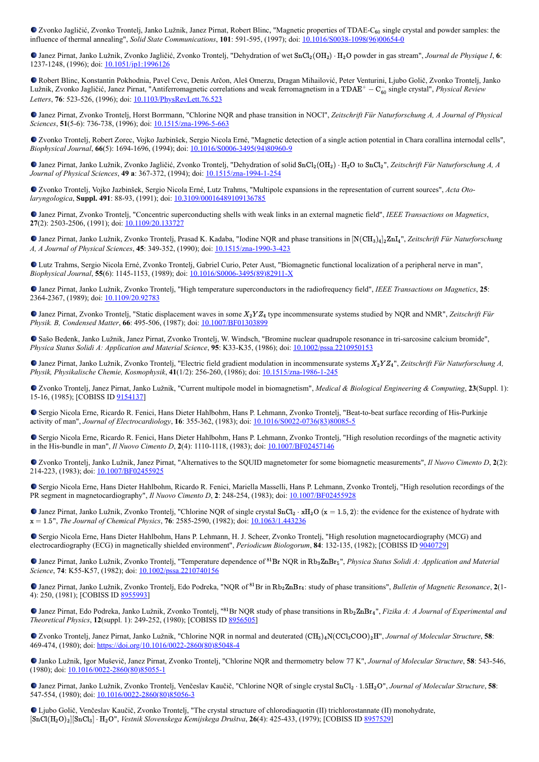- Zvonko Jagličić, Zvonko Trontelj, Janko Lužnik, Janez Pirnat, Robert Blinc, "Magnetic properties of TDAE-$C_{60}$ single crystal and powder samples: the influence of thermal annealing", *Solid State Communications*, **101**: 591-595, (1997); doi: [10.1016/S0038-1098(96)00654-0](https://doi.org/10.1016/S0038-1098(96)00654-0)

- Janez Pirnat, Janko Lužnik, Zvonko Jagličić, Zvonko Trontelj, "Dehydration of wet $SnCl_2(OH_2) \cdot H_2O$ powder in gas stream", *Journal de Physique I*, **6**: 1237-1248, (1996); doi: [10.1051/jp1:1996126](https://doi.org/10.1051/jp1:1996126)

- Robert Blinc, Konstantin Pokhodnia, Pavel Cevc, Denis Arčon, Aleš Omerzu, Dragan Mihailović, Peter Venturini, Ljubo Golič, Zvonko Trontelj, Janko Lužnik, Zvonko Jagličić, Janez Pirnat, "Antiferromagnetic correlations and weak ferromagnetism in a $TDAE^+ - C_{60}^-$ single crystal", *Physical Review Letters*, **76**: 523-526, (1996); doi: [10.1103/PhysRevLett.76.523](https://doi.org/10.1103/PhysRevLett.76.523)

- Janez Pirnat, Zvonko Trontelj, Horst Borrmann, "Chlorine NQR and phase transition in NOCl", *Zeitschrift Für Naturforschung A, A Journal of Physical Sciences*, **51**(5-6): 736-738, (1996); doi: [10.1515/zna-1996-5-663](https://doi.org/10.1515/zna-1996-5-663)

- Zvonko Trontelj, Robert Zorec, Vojko Jazbinšek, Sergio Nicola Erné, "Magnetic detection of a single action potential in Chara corallina internodal cells", *Biophysical Journal*, **66**(5): 1694-1696, (1994); doi: [10.1016/S0006-3495(94)80960-9](https://doi.org/10.1016/S0006-3495(94)80960-9)

- Janez Pirnat, Janko Lužnik, Zvonko Jagličić, Zvonko Trontelj, "Dehydration of solid $SnCl_2(OH_2) \cdot H_2O$ to $SnCl_2$", *Zeitschrift Für Naturforschung A, A Journal of Physical Sciences*, **49 a**: 367-372, (1994); doi: [10.1515/zna-1994-1-254](https://doi.org/10.1515/zna-1994-1-254)

- Zvonko Trontelj, Vojko Jazbinšek, Sergio Nicola Erné, Lutz Trahms, "Multipole expansions in the representation of current sources", *Acta Oto-laryngologica*, **Suppl. 491**: 88-93, (1991); doi: [10.3109/00016489109136785](https://doi.org/10.3109/00016489109136785)

- Janez Pirnat, Zvonko Trontelj, "Concentric superconducting shells with weak links in an external magnetic field", *IEEE Transactions on Magnetics*, **27**(2): 2503-2506, (1991); doi: [10.1109/20.133727](https://doi.org/10.1109/20.133727)

- Janez Pirnat, Janko Lužnik, Zvonko Trontelj, Prasad K. Kadaba, "Iodine NQR and phase transitions in $[N(CH_3)_4]_2ZnI_4$", *Zeitschrift Für Naturforschung A, A Journal of Physical Sciences*, **45**: 349-352, (1990); doi: [10.1515/zna-1990-3-423](https://doi.org/10.1515/zna-1990-3-423)

- Lutz Trahms, Sergio Nicola Erné, Zvonko Trontelj, Gabriel Curio, Peter Aust, "Biomagnetic functional localization of a peripheral nerve in man", *Biophysical Journal*, **55**(6): 1145-1153, (1989); doi: [10.1016/S0006-3495(89)82911-X](https://doi.org/10.1016/S0006-3495(89)82911-X)

- Janez Pirnat, Janko Lužnik, Zvonko Trontelj, "High temperature superconductors in the radiofrequency field", *IEEE Transactions on Magnetics*, **25**: 2364-2367, (1989); doi: [10.1109/20.92783](https://doi.org/10.1109/20.92783)

- Janez Pirnat, Zvonko Trontelj, "Static displacement waves in some $X_2YZ_4$ type incommensurate systems studied by NQR and NMR", *Zeitschrift Für Physik. B, Condensed Matter*, **66**: 495-506, (1987); doi: [10.1007/BF01303899](https://doi.org/10.1007/BF01303899)

- Sašo Bedenk, Janko Lužnik, Janez Pirnat, Zvonko Trontelj, W. Windsch, "Bromine nuclear quadrupole resonance in tri-sarcosine calcium bromide", *Physica Status Solidi A: Application and Material Science*, **95**: K33-K35, (1986); doi: [10.1002/pssa.2210950153](https://doi.org/10.1002/pssa.2210950153)

- Janez Pirnat, Janko Lužnik, Zvonko Trontelj, "Electric field gradient modulation in incommensurate systems $X_2YZ_4$", *Zeitschrift Für Naturforschung A, Physik, Physikalische Chemie, Kosmophysik*, **41**(1/2): 256-260, (1986); doi: [10.1515/zna-1986-1-245](https://doi.org/10.1515/zna-1986-1-245)

- Zvonko Trontelj, Janez Pirnat, Janko Lužnik, "Current multipole model in biomagnetism", *Medical & Biological Engineering & Computing*, **23**(Suppl. 1): 15-16, (1985); [COBISS ID 9154137]

- Sergio Nicola Erne, Ricardo R. Fenici, Hans Dieter Hahlbohm, Hans P. Lehmann, Zvonko Trontelj, "Beat-to-beat surface recording of His-Purkinje activity of man", *Journal of Electrocardiology*, **16**: 355-362, (1983); doi: [10.1016/S0022-0736(83)80085-5](https://doi.org/10.1016/S0022-0736(83)80085-5)

- Sergio Nicola Erne, Ricardo R. Fenici, Hans Dieter Hahlbohm, Hans P. Lehmann, Zvonko Trontelj, "High resolution recordings of the magnetic activity in the His-bundle in man", *Il Nuovo Cimento D*, **2**(4): 1110-1118, (1983); doi: [10.1007/BF02457146](https://doi.org/10.1007/BF02457146)

- Zvonko Trontelj, Janko Lužnik, Janez Pirnat, "Alternatives to the SQUID magnetometer for some biomagnetic measurements", *Il Nuovo Cimento D*, **2**(2): 214-223, (1983); doi: [10.1007/BF02455925](https://doi.org/10.1007/BF02455925)

- Sergio Nicola Erne, Hans Dieter Hahlbohm, Ricardo R. Fenici, Mariella Masselli, Hans P. Lehmann, Zvonko Trontelj, "High resolution recordings of the PR segment in magnetocardiography", *Il Nuovo Cimento D*, **2**: 248-254, (1983); doi: [10.1007/BF02455928](https://doi.org/10.1007/BF02455928)

- Janez Pirnat, Janko Lužnik, Zvonko Trontelj, "Chlorine NQR of single crystal $SnCl_2 \cdot xH_2O$ $(x = 1.5, 2)$: the evidence for the existence of hydrate with $x = 1.5$", *The Journal of Chemical Physics*, **76**: 2585-2590, (1982); doi: [10.1063/1.443236](https://doi.org/10.1063/1.443236)

- Sergio Nicola Erne, Hans Dieter Hahlbohm, Hans P. Lehmann, H. J. Scheer, Zvonko Trontelj, "High resolution magnetocardiography (MCG) and electrocardiography (ECG) in magnetically shielded environment", *Periodicum Biologorum*, **84**: 132-135, (1982); [COBISS ID 9040729]

- Janez Pirnat, Janko Lužnik, Zvonko Trontelj, "Temperature dependence of $^{81}Br$ NQR in $Rb_3ZnBr_5$", *Physica Status Solidi A: Application and Material Science*, **74**: K55-K57, (1982); doi: [10.1002/pssa.2210740156](https://doi.org/10.1002/pssa.2210740156)

- Janez Pirnat, Janko Lužnik, Zvonko Trontelj, Edo Podreka, "NQR of $^{81}Br$ in $Rb_2ZnBr_4$: study of phase transitions", *Bulletin of Magnetic Resonance*, **2**(1-4): 250, (1981); [COBISS ID 8955993]

- Janez Pirnat, Edo Podreka, Janko Lužnik, Zvonko Trontelj, "$^{81}Br$ NQR study of phase transitions in $Rb_2ZnBr_4$", *Fizika A: A Journal of Experimental and Theoretical Physics*, **12**(suppl. 1): 249-252, (1980); [COBISS ID 8956505]

- Zvonko Trontelj, Janez Pirnat, Janko Lužnik, "Chlorine NQR in normal and deuterated $(CH_3)_4N(CCl_3COO)_2H$", *Journal of Molecular Structure*, **58**: 469-474, (1980); doi: [https://doi.org/10.1016/0022-2860(80)85048-4](https://doi.org/10.1016/0022-2860(80)85048-4)

- Janko Lužnik, Igor Muševič, Janez Pirnat, Zvonko Trontelj, "Chlorine NQR and thermometry below 77 K", *Journal of Molecular Structure*, **58**: 543-546, (1980); doi: [10.1016/0022-2860(80)85055-1](https://doi.org/10.1016/0022-2860(80)85055-1)

- Janez Pirnat, Janko Lužnik, Zvonko Trontelj, Venčeslav Kaučič, "Chlorine NQR of single crystal $SnCl_2 \cdot 1.5H_2O$", *Journal of Molecular Structure*, **58**: 547-554, (1980); doi: [10.1016/0022-2860(80)85056-3](https://doi.org/10.1016/0022-2860(80)85056-3)

- Ljubo Golič, Venčeslav Kaučič, Zvonko Trontelj, "The crystal structure of chlorodiaquotin (II) trichlorostannate (II) monohydrate, $[SnCl(H_2O)_2][SnCl_3] \cdot H_2O$", *Vestnik Slovenskega Kemijskega Društva*, **26**(4): 425-433, (1979); [COBISS ID 8957529]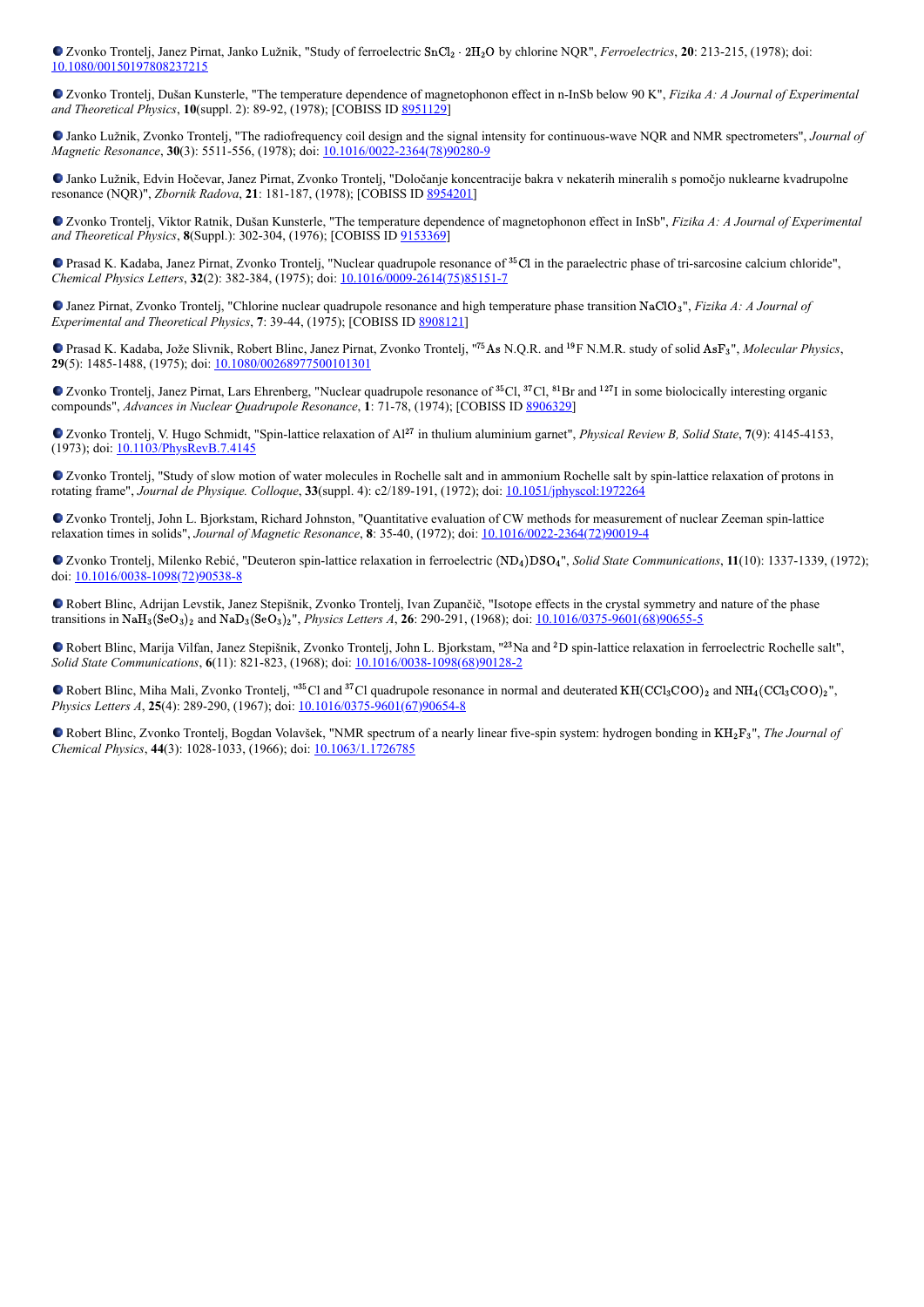- Zvonko Trontelj, Janez Pirnat, Janko Lužnik, "Study of ferroelectric $SnCl_2 \cdot 2H_2O$ by chlorine NQR", *Ferroelectrics*, **20**: 213-215, (1978); doi: [10.1080/00150197808237215](https://doi.org/10.1080/00150197808237215)

- Zvonko Trontelj, Dušan Kunsterle, "The temperature dependence of magnetophonon effect in n-InSb below 90 K", *Fizika A: A Journal of Experimental and Theoretical Physics*, **10**(suppl. 2): 89-92, (1978); [COBISS ID 8951129]

- Janko Lužnik, Zvonko Trontelj, "The radiofrequency coil design and the signal intensity for continuous-wave NQR and NMR spectrometers", *Journal of Magnetic Resonance*, **30**(3): 5511-556, (1978); doi: [10.1016/0022-2364(78)90280-9](https://doi.org/10.1016/0022-2364(78)90280-9)

- Janko Lužnik, Edvin Hočevar, Janez Pirnat, Zvonko Trontelj, "Določanje koncentracije bakra v nekaterih mineralih s pomočjo nuklearne kvadrupolne resonance (NQR)", *Zbornik Radova*, **21**: 181-187, (1978); [COBISS ID 8954201]

- Zvonko Trontelj, Viktor Ratnik, Dušan Kunsterle, "The temperature dependence of magnetophonon effect in InSb", *Fizika A: A Journal of Experimental and Theoretical Physics*, **8**(Suppl.): 302-304, (1976); [COBISS ID 9153369]

- Prasad K. Kadaba, Janez Pirnat, Zvonko Trontelj, "Nuclear quadrupole resonance of $^{35}Cl$ in the paraelectric phase of tri-sarcosine calcium chloride", *Chemical Physics Letters*, **32**(2): 382-384, (1975); doi: [10.1016/0009-2614(75)85151-7](https://doi.org/10.1016/0009-2614(75)85151-7)

- Janez Pirnat, Zvonko Trontelj, "Chlorine nuclear quadrupole resonance and high temperature phase transition $NaClO_3$", *Fizika A: A Journal of Experimental and Theoretical Physics*, **7**: 39-44, (1975); [COBISS ID 8908121]

- Prasad K. Kadaba, Jože Slivnik, Robert Blinc, Janez Pirnat, Zvonko Trontelj, "$^{75}As$ N.Q.R. and $^{19}F$ N.M.R. study of solid $AsF_3$", *Molecular Physics*, **29**(5): 1485-1488, (1975); doi: [10.1080/00268977500101301](https://doi.org/10.1080/00268977500101301)

- Zvonko Trontelj, Janez Pirnat, Lars Ehrenberg, "Nuclear quadrupole resonance of $^{35}Cl$, $^{37}Cl$, $^{81}Br$ and $^{127}I$ in some biolocically interesting organic compounds", *Advances in Nuclear Quadrupole Resonance*, **1**: 71-78, (1974); [COBISS ID 8906329]

- Zvonko Trontelj, V. Hugo Schmidt, "Spin-lattice relaxation of $Al^{27}$ in thulium aluminium garnet", *Physical Review B, Solid State*, **7**(9): 4145-4153, (1973); doi: [10.1103/PhysRevB.7.4145](https://doi.org/10.1103/PhysRevB.7.4145)

- Zvonko Trontelj, "Study of slow motion of water molecules in Rochelle salt and in ammonium Rochelle salt by spin-lattice relaxation of protons in rotating frame", *Journal de Physique. Colloque*, **33**(suppl. 4): c2/189-191, (1972); doi: [10.1051/jphyscol:1972264](https://doi.org/10.1051/jphyscol:1972264)

- Zvonko Trontelj, John L. Bjorkstam, Richard Johnston, "Quantitative evaluation of CW methods for measurement of nuclear Zeeman spin-lattice relaxation times in solids", *Journal of Magnetic Resonance*, **8**: 35-40, (1972); doi: [10.1016/0022-2364(72)90019-4](https://doi.org/10.1016/0022-2364(72)90019-4)

- Zvonko Trontelj, Milenko Rebić, "Deuteron spin-lattice relaxation in ferroelectric $(ND_4)DSO_4$", *Solid State Communications*, **11**(10): 1337-1339, (1972); doi: [10.1016/0038-1098(72)90538-8](https://doi.org/10.1016/0038-1098(72)90538-8)

- Robert Blinc, Adrijan Levstik, Janez Stepišnik, Zvonko Trontelj, Ivan Zupančič, "Isotope effects in the crystal symmetry and nature of the phase transitions in $NaH_3(SeO_3)_2$ and $NaD_3(SeO_3)_2$", *Physics Letters A*, **26**: 290-291, (1968); doi: [10.1016/0375-9601(68)90655-5](https://doi.org/10.1016/0375-9601(68)90655-5)

- Robert Blinc, Marija Vilfan, Janez Stepišnik, Zvonko Trontelj, John L. Bjorkstam, "$^{23}Na$ and $^{2}D$ spin-lattice relaxation in ferroelectric Rochelle salt", *Solid State Communications*, **6**(11): 821-823, (1968); doi: [10.1016/0038-1098(68)90128-2](https://doi.org/10.1016/0038-1098(68)90128-2)

- Robert Blinc, Miha Mali, Zvonko Trontelj, "$^{35}Cl$ and $^{37}Cl$ quadrupole resonance in normal and deuterated $KH(CCl_3COO)_2$ and $NH_4(CCl_3COO)_2$", *Physics Letters A*, **25**(4): 289-290, (1967); doi: [10.1016/0375-9601(67)90654-8](https://doi.org/10.1016/0375-9601(67)90654-8)

- Robert Blinc, Zvonko Trontelj, Bogdan Volavšek, "NMR spectrum of a nearly linear five-spin system: hydrogen bonding in $KH_2F_3$", *The Journal of Chemical Physics*, **44**(3): 1028-1033, (1966); doi: [10.1063/1.1726785](https://doi.org/10.1063/1.1726785)